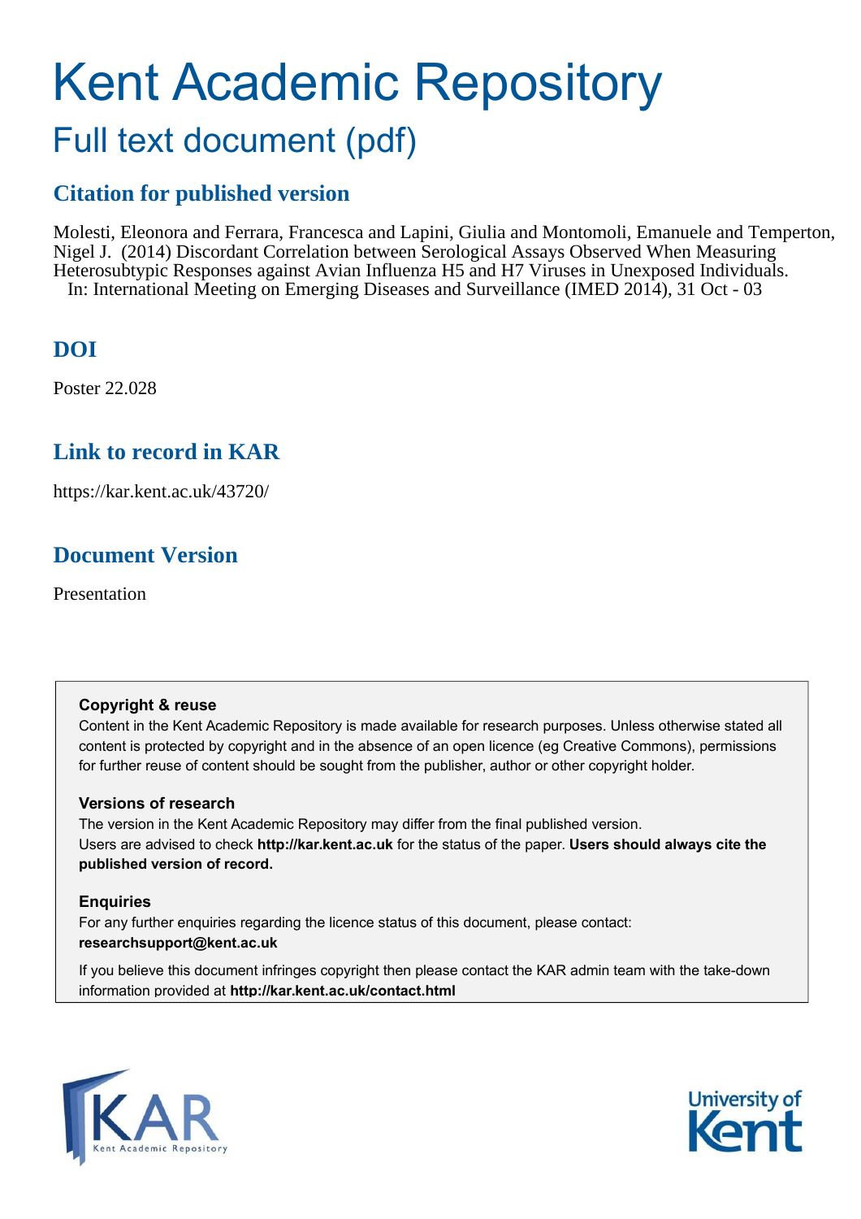# Kent Academic Repository

## Full text document (pdf)

## Citation for published version

Molesti, Eleonora and Ferrara, Francesca and Lapini, Giulia and Montomoli, Emanuele and Temperton, Nigel J. (2014) Discordant Correlation between Serological Assays Observed When Measuring Heterosubtypic Responses against Avian Influenza H5 and H7 Viruses in Unexposed Individuals. In: International Meeting on Emerging Diseases and Surveillance (IMED 2014), 31 Oct - 03

## DOI

Poster 22.028

## Link to record in KAR

https://kar.kent.ac.uk/43720/

## Document Version

Presentation

**Copyright & reuse**

Content in the Kent Academic Repository is made available for research purposes. Unless otherwise stated all content is protected by copyright and in the absence of an open licence (eg Creative Commons), permissions for further reuse of content should be sought from the publisher, author or other copyright holder.

**Versions of research**

The version in the Kent Academic Repository may differ from the final published version. Users are advised to check **http://kar.kent.ac.uk** for the status of the paper. **Users should always cite the published version of record.**

**Enquiries**

For any further enquiries regarding the licence status of this document, please contact: **researchsupport@kent.ac.uk**

If you believe this document infringes copyright then please contact the KAR admin team with the take-down information provided at **http://kar.kent.ac.uk/contact.html**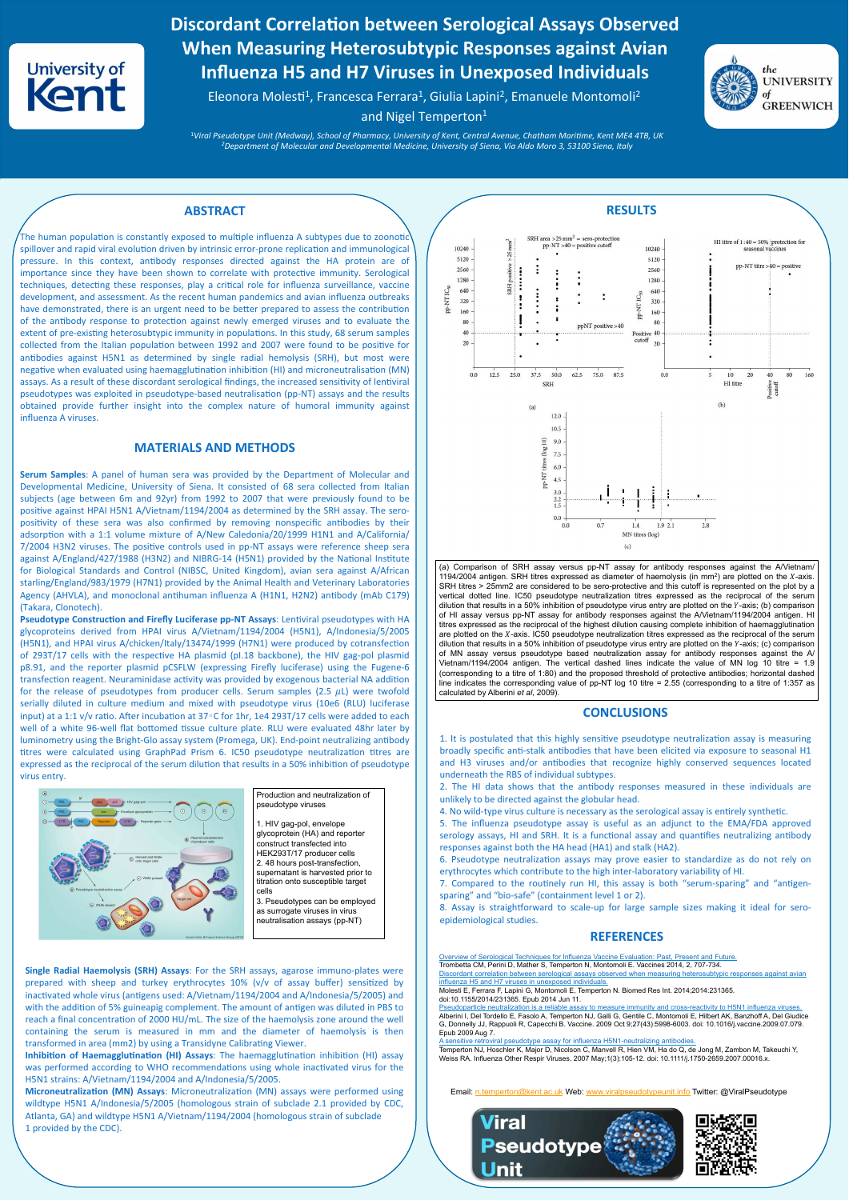# Discordant Correlation between Serological Assays Observed When Measuring Heterosubtypic Responses against Avian Influenza H5 and H7 Viruses in Unexposed Individuals

Eleonora Molesti[1], Francesca Ferrara[1], Giulia Lapini[2], Emanuele Montomoli[2] and Nigel Temperton[1]

[1]Viral Pseudotype Unit (Medway), School of Pharmacy, University of Kent, Central Avenue, Chatham Maritime, Kent ME4 4TB, UK
[2]Department of Molecular and Developmental Medicine, University of Siena, Via Aldo Moro 3, 53100 Siena, Italy

## ABSTRACT

The human population is constantly exposed to multiple influenza A subtypes due to zoonotic spillover and rapid viral evolution driven by intrinsic error-prone replication and immunological pressure. In this context, antibody responses directed against the HA protein are of importance since they have been shown to correlate with protective immunity. Serological techniques, detecting these responses, play a critical role for influenza surveillance, vaccine development, and assessment. As the recent human pandemics and avian influenza outbreaks have demonstrated, there is an urgent need to be better prepared to assess the contribution of the antibody response to protection against newly emerged viruses and to evaluate the extent of pre-existing heterosubtypic immunity in populations. In this study, 68 serum samples collected from the Italian population between 1992 and 2007 were found to be positive for antibodies against H5N1 as determined by single radial hemolysis (SRH), but most were negative when evaluated using haemagglutination inhibition (HI) and microneutralisation (MN) assays. As a result of these discordant serological findings, the increased sensitivity of lentiviral pseudotypes was exploited in pseudotype-based neutralisation (pp-NT) assays and the results obtained provide further insight into the complex nature of humoral immunity against influenza A viruses.

## MATERIALS AND METHODS

**Serum Samples**: A panel of human sera was provided by the Department of Molecular and Developmental Medicine, University of Siena. It consisted of 68 sera collected from Italian subjects (age between 6m and 92yr) from 1992 to 2007 that were previously found to be positive against HPAI H5N1 A/Vietnam/1194/2004 as determined by the SRH assay. The sero-positivity of these sera was also confirmed by removing nonspecific antibodies by their adsorption with a 1:1 volume mixture of A/New Caledonia/20/1999 H1N1 and A/California/7/2004 H3N2 viruses. The positive controls used in pp-NT assays were reference sheep sera against A/England/427/1988 (H3N2) and NIBRG-14 (H5N1) provided by the National Institute for Biological Standards and Control (NIBSC, United Kingdom), avian sera against A/African starling/England/983/1979 (H7N1) provided by the Animal Health and Veterinary Laboratories Agency (AHVLA), and monoclonal antihuman influenza A (H1N1, H2N2) antibody (mAb C179) (Takara, Clonotech).

**Pseudotype Construction and Firefly Luciferase pp-NT Assays**: Lentiviral pseudotypes with HA glycoproteins derived from HPAI virus A/Vietnam/1194/2004 (H5N1), A/Indonesia/5/2005 (H5N1), and HPAI virus A/chicken/Italy/13474/1999 (H7N1) were produced by cotransfection of 293T/17 cells with the respective HA plasmid (pI.18 backbone), the HIV gag-pol plasmid p8.91, and the reporter plasmid pCSFLW (expressing Firefly luciferase) using the Fugene-6 transfection reagent. Neuraminidase activity was provided by exogenous bacterial NA addition for the release of pseudotypes from producer cells. Serum samples (2.5 $\mu$L) were twofold serially diluted in culture medium and mixed with pseudotype virus (10e6 (RLU) luciferase input) at a 1:1 v/v ratio. After incubation at 37°C for 1hr, 1e4 293T/17 cells were added to each well of a white 96-well flat bottomed tissue culture plate. RLU were evaluated 48hr later by luminometry using the Bright-Glo assay system (Promega, UK). End-point neutralizing antibody titres were calculated using GraphPad Prism 6. IC50 pseudotype neutralization titres are expressed as the reciprocal of the serum dilution that results in a 50% inhibition of pseudotype virus entry.

Production and neutralisation of pseudotype viruses

1. HIV gag-pol, envelope glycoprotein (HA) and reporter construct transfected into HEK293T/17 producer cells
2. 48 hours post-transfection, supernatant is harvested prior to titration onto susceptible target cells
3. Pseudotypes can be employed as surrogate viruses in virus neutralisation assays (pp-NT)

**Single Radial Haemolysis (SRH) Assays**: For the SRH assays, agarose immuno-plates were prepared with sheep and turkey erythrocytes 10% (v/v of assay buffer) sensitized by inactivated whole virus (antigens used: A/Vietnam/1194/2004 and A/Indonesia/5/2005) and with the addition of 5% guineapig complement. The amount of antigen was diluted in PBS to reach a final concentration of 2000 HU/mL. The size of the haemolysis zone around the well containing the serum is measured in mm and the diameter of haemolysis is then transformed in area (mm2) by using a Transidyne Calibrating Viewer.

**Inhibition of Haemagglutination (HI) Assays**: The haemagglutination inhibition (HI) assay was performed according to WHO recommendations using whole inactivated virus for the H5N1 strains: A/Vietnam/1194/2004 and A/Indonesia/5/2005.

**Microneutralization (MN) Assays**: Microneutralization (MN) assays were performed using wildtype H5N1 A/Indonesia/5/2005 (homologous strain of subclade 2.1 provided by CDC, Atlanta, GA) and wildtype H5N1 A/Vietnam/1194/2004 (homologous strain of subclade 1 provided by the CDC).

## RESULTS

SRH area >25 mm$^2$ = sero-protection
pp-NT >40 = positive cutoff
SRH positive >25 mm$^2$
ppNT positive >40
pp-NT IC$_{50}$
SRH
(a)

HI titre of 1:40 = 50% protection for seasonal vaccines
pp-NT titre >40 = positive
Positive cutoff
HI titre
(b)

pp-NT titres (log 10)
MN titres (log)
(c)

(a) Comparison of SRH assay versus pp-NT assay for antibody responses against the A/Vietnam/1194/2004 antigen. SRH titres expressed as diameter of haemolysis (in mm$^2$) are plotted on the $X$-axis. SRH titres > 25mm2 are considered to be sero-protective and this cutoff is represented on the plot by a vertical dotted line. IC50 pseudotype neutralization titres expressed as the reciprocal of the serum dilution that results in a 50% inhibition of pseudotype virus entry are plotted on the $Y$-axis; (b) comparison of HI assay versus pp-NT assay for antibody responses against the A/Vietnam/1194/2004 antigen. HI titres expressed as the reciprocal of the highest dilution causing complete inhibition of haemagglutination are plotted on the $X$-axis. IC50 pseudotype neutralization titres expressed as the reciprocal of the serum dilution that results in a 50% inhibition of pseudotype virus entry are plotted on the $Y$-axis; (c) comparison of MN assay versus pseudotype based neutralization assay for antibody responses against the A/Vietnam/1194/2004 antigen. The vertical dashed lines indicate the value of MN log 10 titre = 1.9 (corresponding to a titre of 1:80) and the proposed threshold of protective antibodies; horizontal dashed line indicates the corresponding value of pp-NT log 10 titre = 2.55 (corresponding to a titre of 1:357 as calculated by Alberini *et al*, 2009).

## CONCLUSIONS

1. It is postulated that this highly sensitive pseudotype neutralization assay is measuring broadly specific anti-stalk antibodies that have been elicited via exposure to seasonal H1 and H3 viruses and/or antibodies that recognize highly conserved sequences located underneath the RBS of individual subtypes.
2. The HI data shows that the antibody responses measured in these individuals are unlikely to be directed against the globular head.
4. No wild-type virus culture is necessary as the serological assay is entirely synthetic.
5. The influenza pseudotype assay is useful as an adjunct to the EMA/FDA approved serology assays, HI and SRH. It is a functional assay and quantifies neutralizing antibody responses against both the HA head (HA1) and stalk (HA2).
6. Pseudotype neutralization assays may prove easier to standardize as do not rely on erythrocytes which contribute to the high inter-laboratory variability of HI.
7. Compared to the routinely run HI, this assay is both "serum-sparing" and "antigen-sparing" and "bio-safe" (containment level 1 or 2).
8. Assay is straightforward to scale-up for large sample sizes making it ideal for sero-epidemiological studies.

## REFERENCES

Overview of Serological Techniques for Influenza Vaccine Evaluation: Past, Present and Future.
Trombetta CM, Perini D, Mather S, Temperton N, Montomoli E. Vaccines 2014, 2, 707-734.

Discordant correlation between serological assays observed when measuring heterosubtypic responses against avian influenza H5 and H7 viruses in unexposed individuals.
Molesti E, Ferrara F, Lapini G, Montomoli E, Temperton N. Biomed Res Int. 2014;2014:231365. doi:10.1155/2014/231365. Epub 2014 Jun 11.

Pseudoparticle neutralization is a reliable assay to measure immunity and cross-reactivity to H5N1 influenza viruses.
Alberini I, Del Tordello E, Fasolo A, Temperton NJ, Galli G, Gentile C, Montomoli E, Hilbert AK, Banzhoff A, Del Giudice G, Donnelly JJ, Rappuoli R, Capecchi B. Vaccine. 2009 Oct 9;27(43):5998-6003. doi: 10.1016/j.vaccine.2009.07.079. Epub 2009 Aug 7.

A sensitive retroviral pseudotype assay for influenza H5N1-neutralizing antibodies.
Temperton NJ, Hoschler K, Major D, Nicolson C, Manvell R, Hien VM, Ha do Q, de Jong M, Zambon M, Takeuchi Y, Weiss RA. Influenza Other Respir Viruses. 2007 May;1(3):105-12. doi: 10.1111/j.1750-2659.2007.00016.x.

Email: n.temperton@kent.ac.uk Web: www.viralpseudotypeunit.info Twitter: @ViralPseudotype

Viral Pseudotype Unit